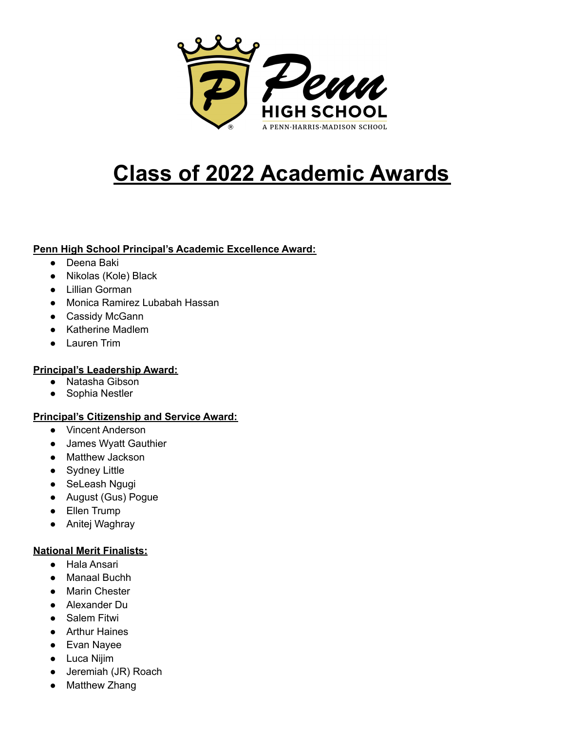Penn HIGH SCHOOL

A PENN·HARRIS·MADISON SCHOOL

# Class of 2022 Academic Awards

**Penn High School Principal's Academic Excellence Award:**

- Deena Baki
- Nikolas (Kole) Black
- Lillian Gorman
- Monica Ramirez Lubabah Hassan
- Cassidy McGann
- Katherine Madlem
- Lauren Trim

**Principal's Leadership Award:**

- Natasha Gibson
- Sophia Nestler

**Principal's Citizenship and Service Award:**

- Vincent Anderson
- James Wyatt Gauthier
- Matthew Jackson
- Sydney Little
- SeLeash Ngugi
- August (Gus) Pogue
- Ellen Trump
- Anitej Waghray

**National Merit Finalists:**

- Hala Ansari
- Manaal Buchh
- Marin Chester
- Alexander Du
- Salem Fitwi
- Arthur Haines
- Evan Nayee
- Luca Nijim
- Jeremiah (JR) Roach
- Matthew Zhang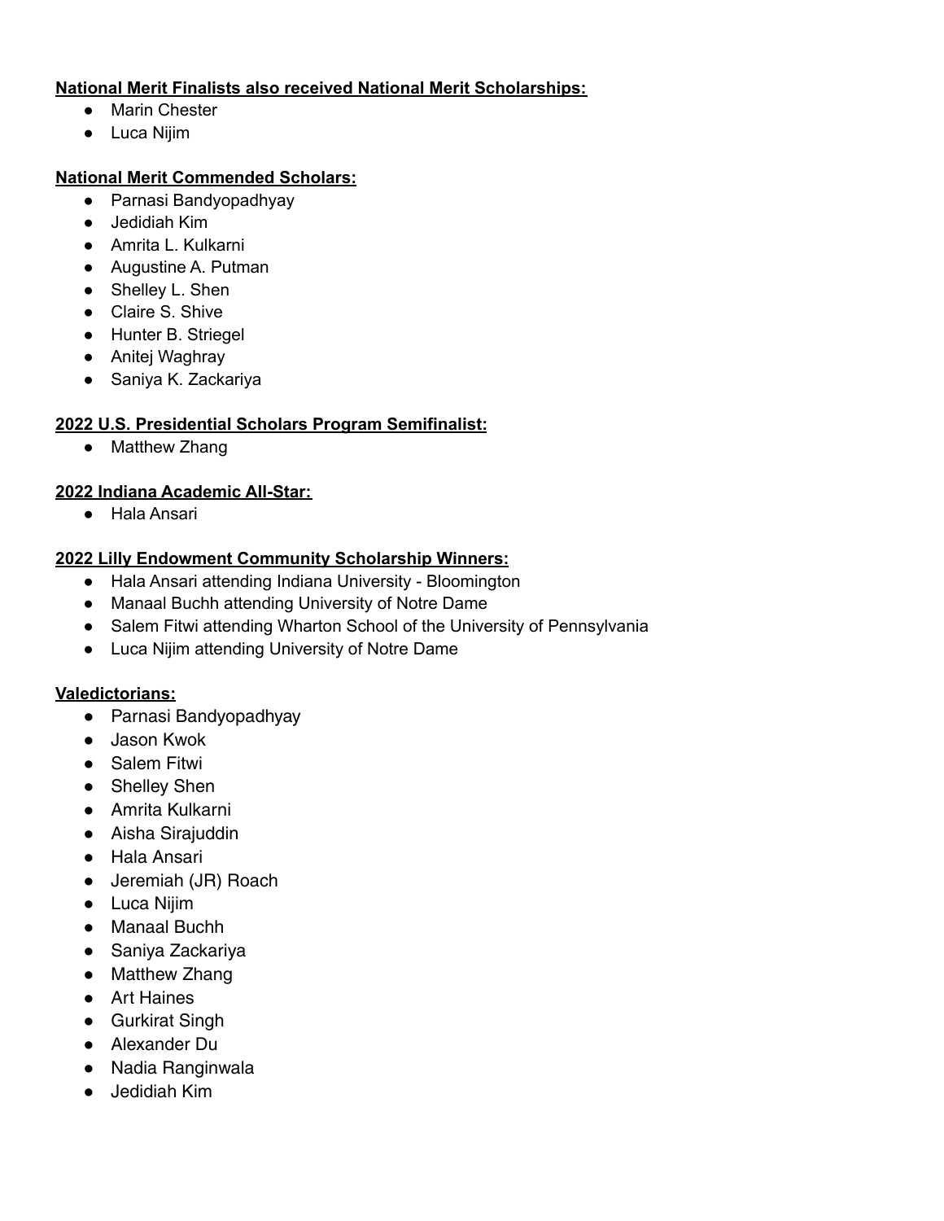**National Merit Finalists also received National Merit Scholarships:**

- Marin Chester
- Luca Nijim

**National Merit Commended Scholars:**

- Parnasi Bandyopadhyay
- Jedidiah Kim
- Amrita L. Kulkarni
- Augustine A. Putman
- Shelley L. Shen
- Claire S. Shive
- Hunter B. Striegel
- Anitej Waghray
- Saniya K. Zackariya

**2022 U.S. Presidential Scholars Program Semifinalist:**

- Matthew Zhang

**2022 Indiana Academic All-Star:**

- Hala Ansari

**2022 Lilly Endowment Community Scholarship Winners:**

- Hala Ansari attending Indiana University - Bloomington
- Manaal Buchh attending University of Notre Dame
- Salem Fitwi attending Wharton School of the University of Pennsylvania
- Luca Nijim attending University of Notre Dame

**Valedictorians:**

- Parnasi Bandyopadhyay
- Jason Kwok
- Salem Fitwi
- Shelley Shen
- Amrita Kulkarni
- Aisha Sirajuddin
- Hala Ansari
- Jeremiah (JR) Roach
- Luca Nijim
- Manaal Buchh
- Saniya Zackariya
- Matthew Zhang
- Art Haines
- Gurkirat Singh
- Alexander Du
- Nadia Ranginwala
- Jedidiah Kim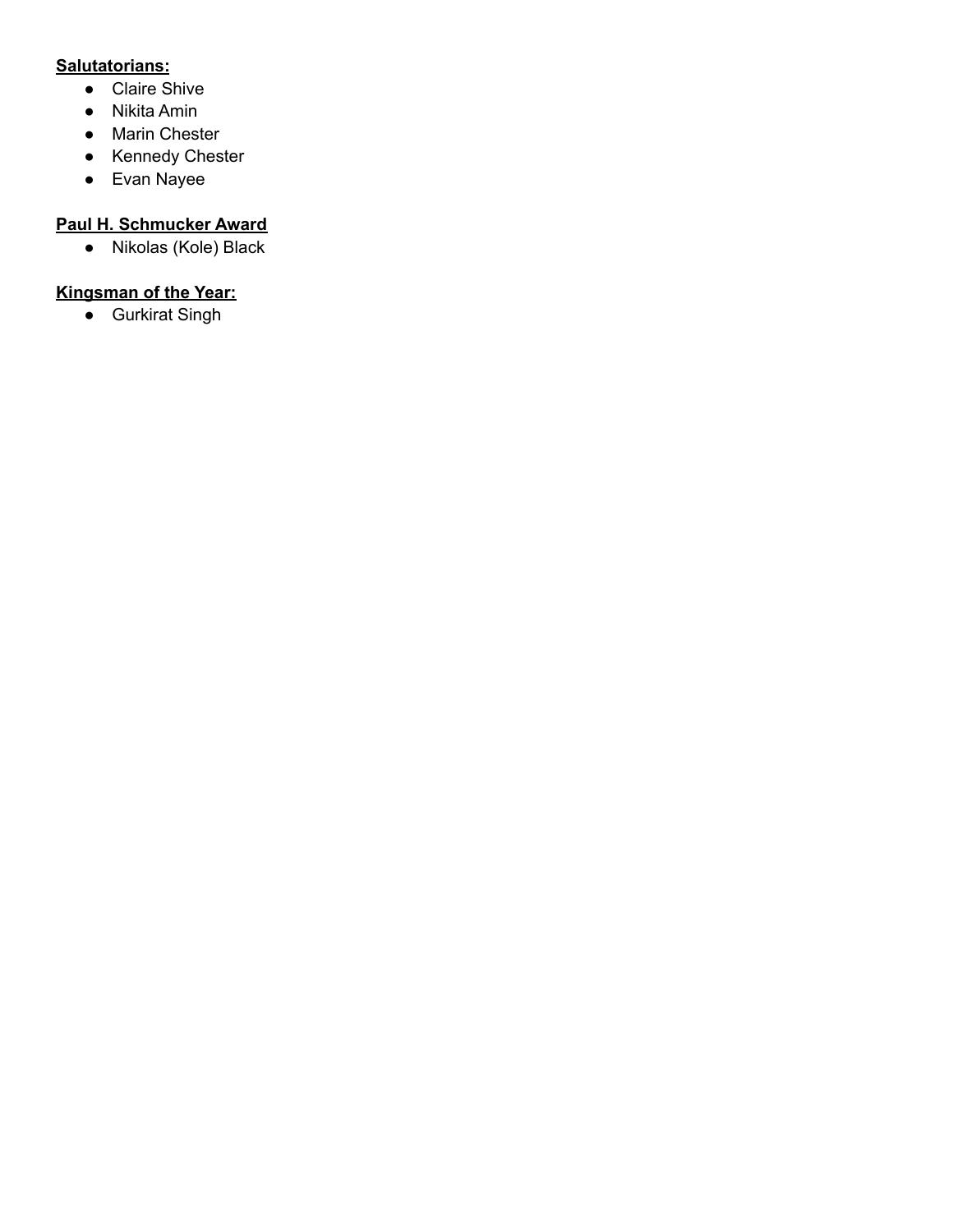**Salutatorians:**

- Claire Shive
- Nikita Amin
- Marin Chester
- Kennedy Chester
- Evan Nayee

**Paul H. Schmucker Award**

- Nikolas (Kole) Black

**Kingsman of the Year:**

- Gurkirat Singh